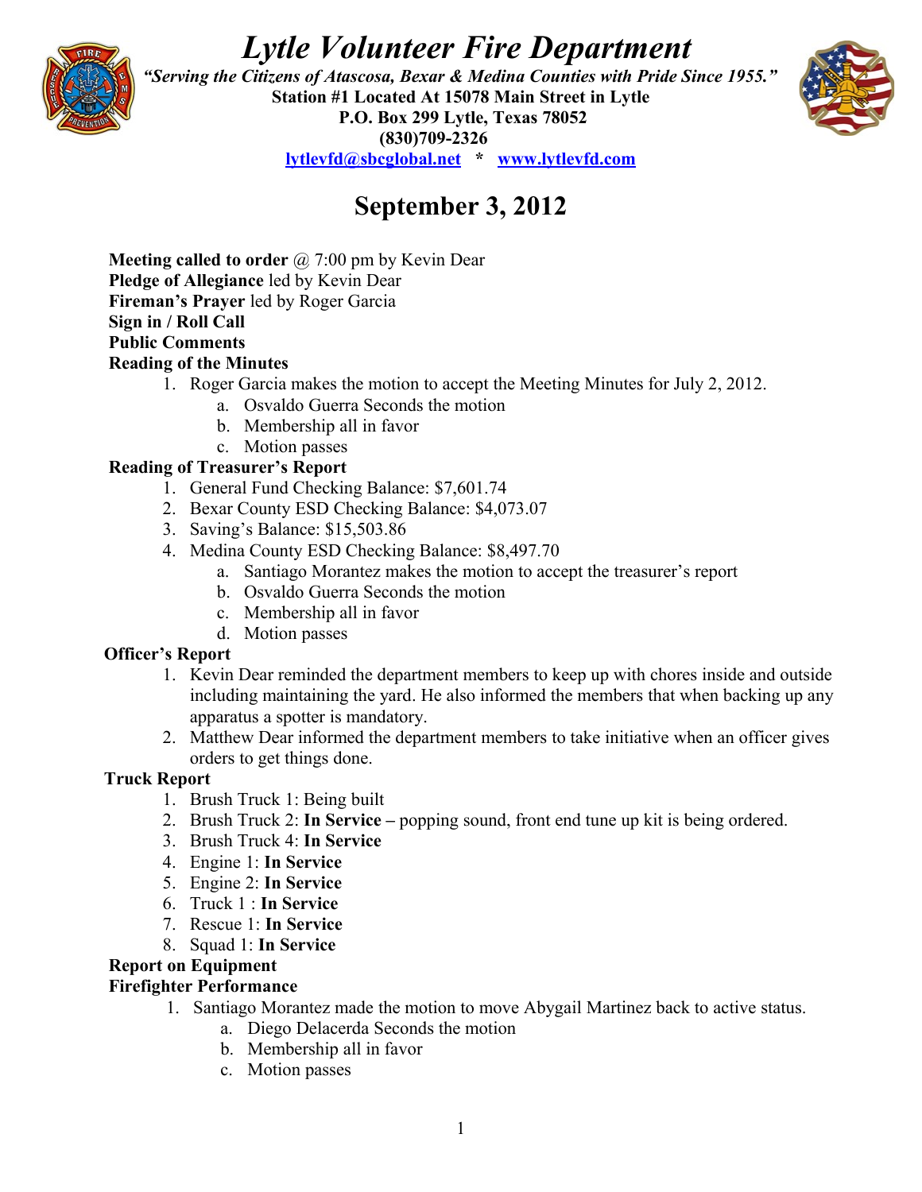# *Lytle Volunteer Fire Department*

***"Serving the Citizens of Atascosa, Bexar & Medina Counties with Pride Since 1955."***

**Station #1 Located At 15078 Main Street in Lytle**
**P.O. Box 299 Lytle, Texas 78052**
**(830)709-2326**
**lytlevfd@sbcglobal.net * www.lytlevfd.com**

## September 3, 2012

**Meeting called to order** @ 7:00 pm by Kevin Dear
**Pledge of Allegiance** led by Kevin Dear
**Fireman's Prayer** led by Roger Garcia
**Sign in / Roll Call**
**Public Comments**
**Reading of the Minutes**

1. Roger Garcia makes the motion to accept the Meeting Minutes for July 2, 2012.
   a. Osvaldo Guerra Seconds the motion
   b. Membership all in favor
   c. Motion passes

**Reading of Treasurer's Report**

1. General Fund Checking Balance: $7,601.74
2. Bexar County ESD Checking Balance: $4,073.07
3. Saving's Balance: $15,503.86
4. Medina County ESD Checking Balance: $8,497.70
   a. Santiago Morantez makes the motion to accept the treasurer's report
   b. Osvaldo Guerra Seconds the motion
   c. Membership all in favor
   d. Motion passes

**Officer's Report**

1. Kevin Dear reminded the department members to keep up with chores inside and outside including maintaining the yard. He also informed the members that when backing up any apparatus a spotter is mandatory.
2. Matthew Dear informed the department members to take initiative when an officer gives orders to get things done.

**Truck Report**

1. Brush Truck 1: Being built
2. Brush Truck 2: **In Service –** popping sound, front end tune up kit is being ordered.
3. Brush Truck 4: **In Service**
4. Engine 1: **In Service**
5. Engine 2: **In Service**
6. Truck 1 : **In Service**
7. Rescue 1: **In Service**
8. Squad 1: **In Service**

**Report on Equipment**
**Firefighter Performance**

1. Santiago Morantez made the motion to move Abygail Martinez back to active status.
   a. Diego Delacerda Seconds the motion
   b. Membership all in favor
   c. Motion passes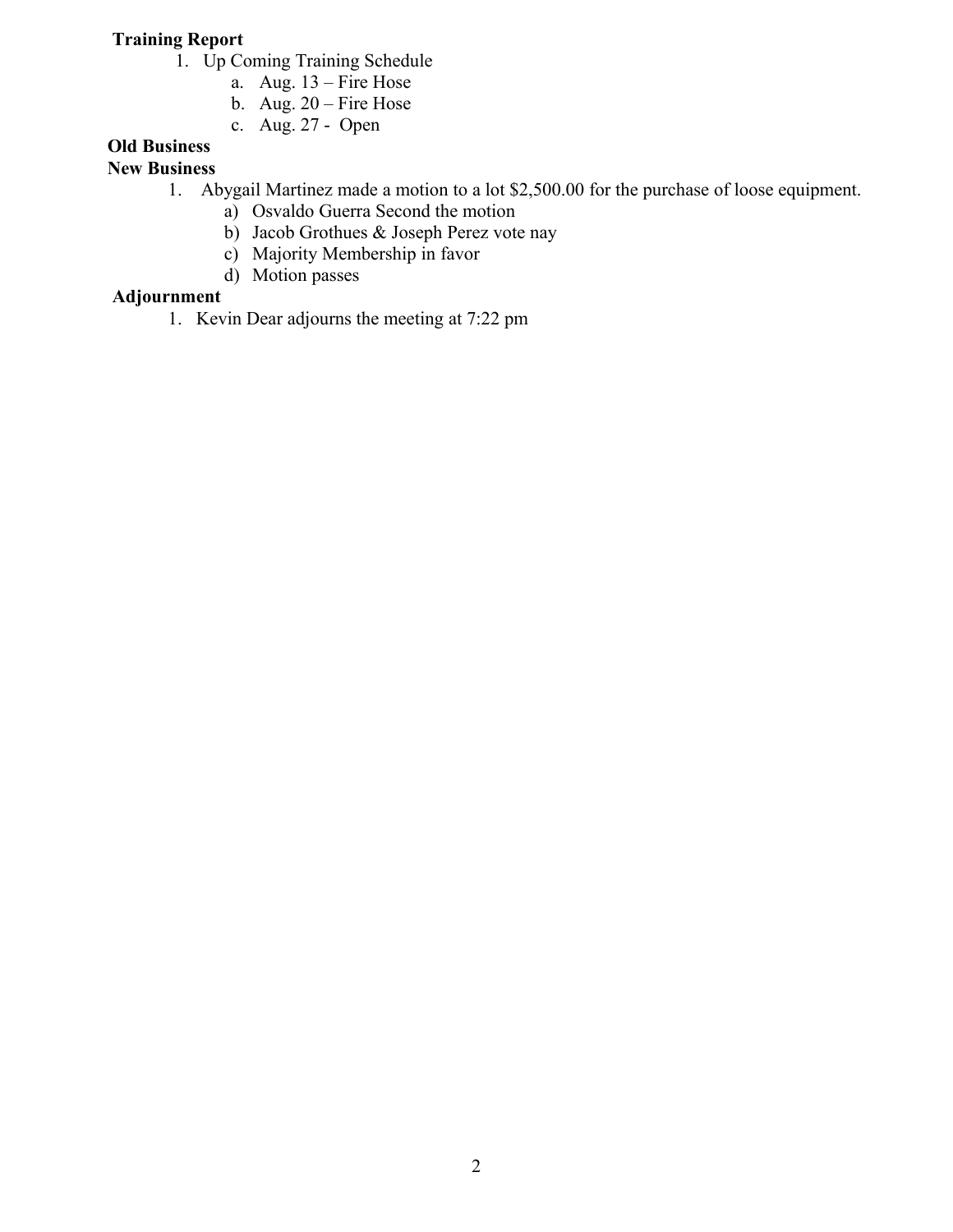**Training Report**

1. Up Coming Training Schedule
    a. Aug. 13 – Fire Hose
    b. Aug. 20 – Fire Hose
    c. Aug. 27 - Open

**Old Business**

**New Business**

1. Abygail Martinez made a motion to a lot $2,500.00 for the purchase of loose equipment.
    a) Osvaldo Guerra Second the motion
    b) Jacob Grothues & Joseph Perez vote nay
    c) Majority Membership in favor
    d) Motion passes

**Adjournment**

1. Kevin Dear adjourns the meeting at 7:22 pm